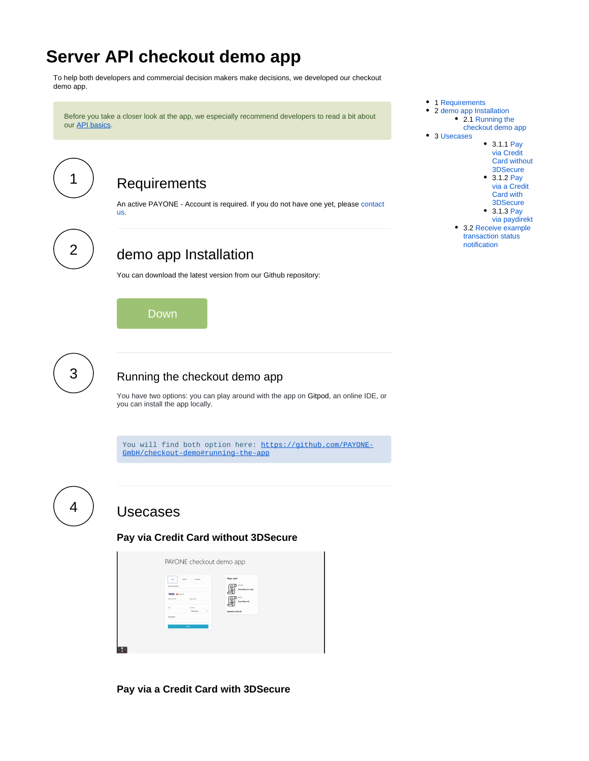# Server API checkout demo app

To help both developers and commercial decision makers make decisions, we developed our checkout demo app.

- 1 Requirements
- 2 demo app Installation
  - 2.1 Running the checkout demo app
- 3 Usecases
  - 3.1.1 Pay via Credit Card without 3DSecure
  - 3.1.2 Pay via a Credit Card with 3DSecure
  - 3.1.3 Pay via paydirekt
  - 3.2 Receive example transaction status notification

> Before you take a closer look at the app, we especially recommend developers to read a bit about our API basics.

1

## Requirements

An active PAYONE - Account is required. If you do not have one yet, please contact us.

2

## demo app Installation

You can download the latest version from our Github repository:

Down

3

### Running the checkout demo app

You have two options: you can play around with the app on Gitpod, an online IDE, or you can install the app locally.

```
You will find both option here: https://github.com/PAYONE-GmbH/checkout-demo#running-the-app
```

4

## Usecases

### Pay via Credit Card without 3DSecure

### Pay via a Credit Card with 3DSecure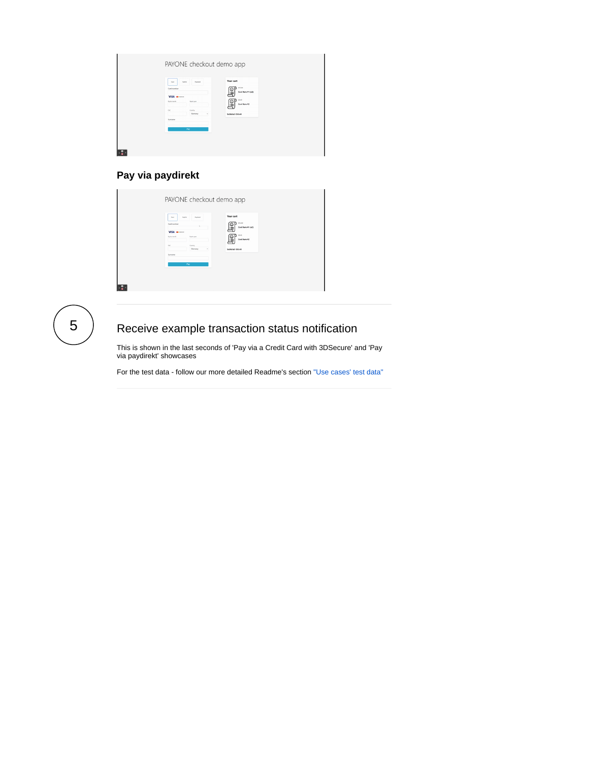## Pay via paydirekt

5

## Receive example transaction status notification

This is shown in the last seconds of 'Pay via a Credit Card with 3DSecure' and 'Pay via paydirekt' showcases

For the test data - follow our more detailed Readme's section "Use cases' test data"